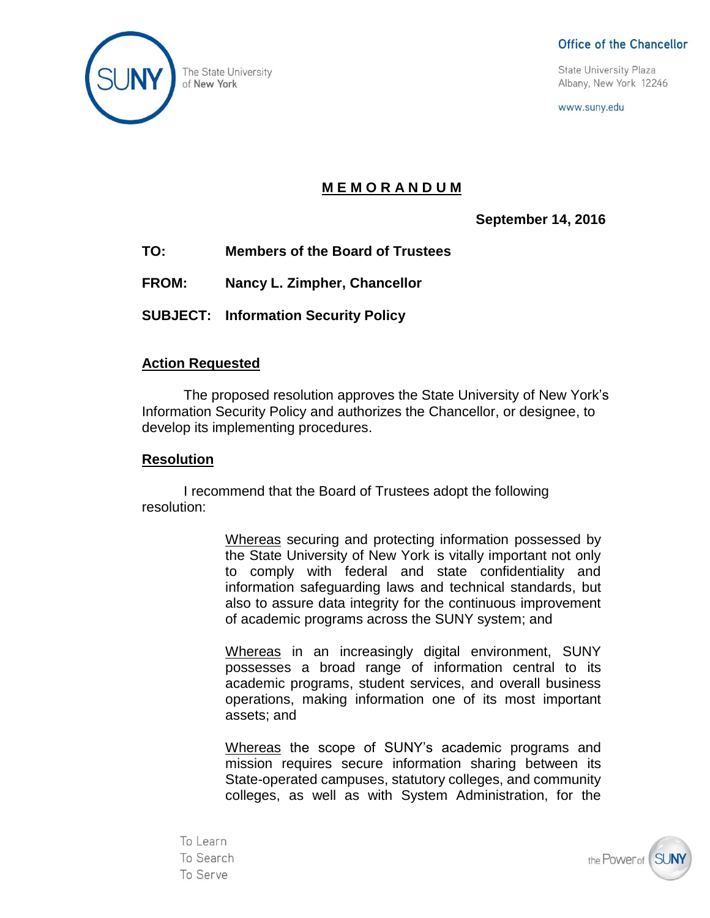The State University of New York

**Office of the Chancellor**

State University Plaza
Albany, New York 12246

www.suny.edu

# MEMORANDUM

**September 14, 2016**

**TO:** Members of the Board of Trustees

**FROM:** Nancy L. Zimpher, Chancellor

**SUBJECT:** Information Security Policy

## Action Requested

The proposed resolution approves the State University of New York's Information Security Policy and authorizes the Chancellor, or designee, to develop its implementing procedures.

## Resolution

I recommend that the Board of Trustees adopt the following resolution:

> Whereas securing and protecting information possessed by the State University of New York is vitally important not only to comply with federal and state confidentiality and information safeguarding laws and technical standards, but also to assure data integrity for the continuous improvement of academic programs across the SUNY system; and
>
> Whereas in an increasingly digital environment, SUNY possesses a broad range of information central to its academic programs, student services, and overall business operations, making information one of its most important assets; and
>
> Whereas the scope of SUNY's academic programs and mission requires secure information sharing between its State-operated campuses, statutory colleges, and community colleges, as well as with System Administration, for the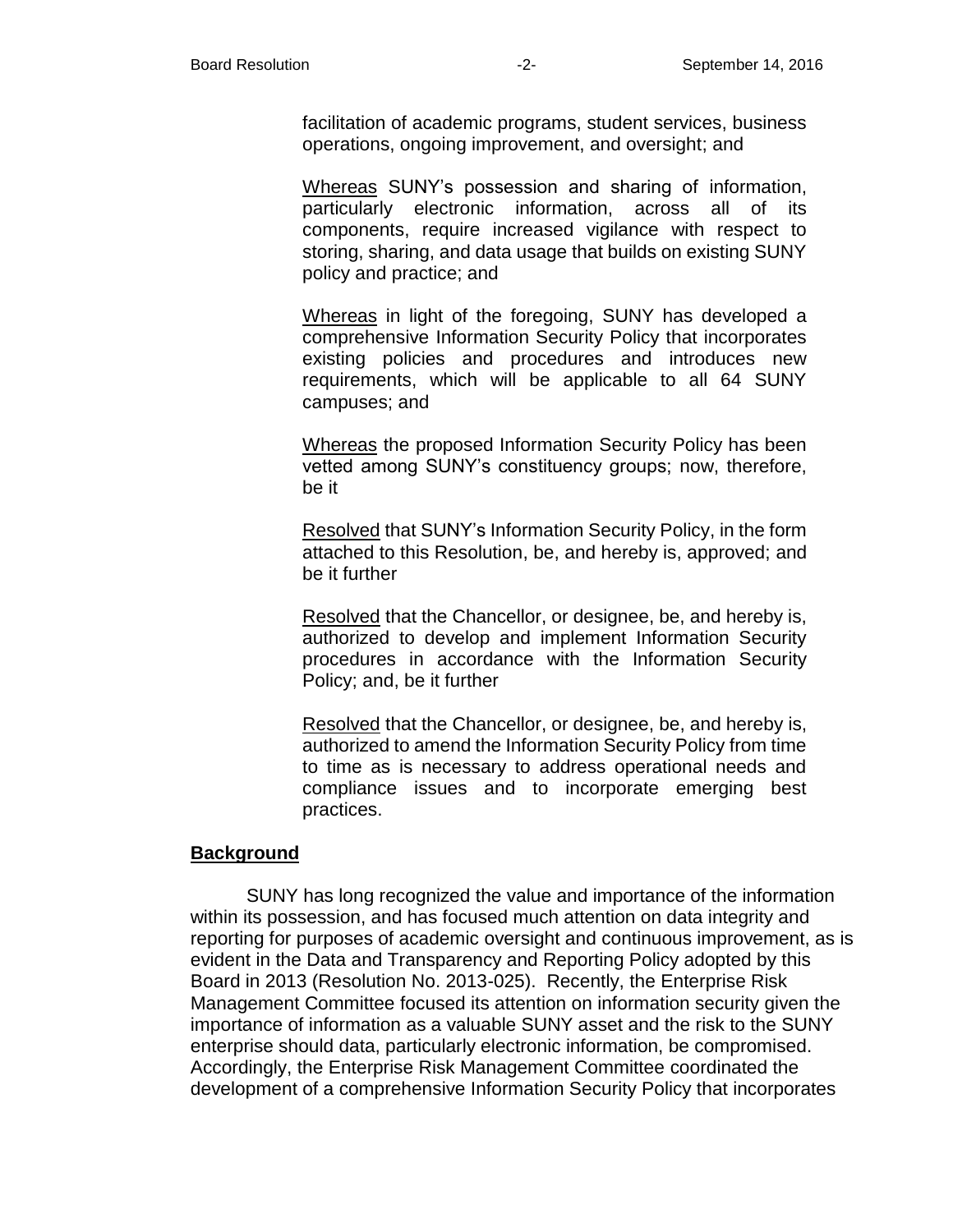facilitation of academic programs, student services, business operations, ongoing improvement, and oversight; and

Whereas SUNY's possession and sharing of information, particularly electronic information, across all of its components, require increased vigilance with respect to storing, sharing, and data usage that builds on existing SUNY policy and practice; and

Whereas in light of the foregoing, SUNY has developed a comprehensive Information Security Policy that incorporates existing policies and procedures and introduces new requirements, which will be applicable to all 64 SUNY campuses; and

Whereas the proposed Information Security Policy has been vetted among SUNY's constituency groups; now, therefore, be it

Resolved that SUNY's Information Security Policy, in the form attached to this Resolution, be, and hereby is, approved; and be it further

Resolved that the Chancellor, or designee, be, and hereby is, authorized to develop and implement Information Security procedures in accordance with the Information Security Policy; and, be it further

Resolved that the Chancellor, or designee, be, and hereby is, authorized to amend the Information Security Policy from time to time as is necessary to address operational needs and compliance issues and to incorporate emerging best practices.

## Background

SUNY has long recognized the value and importance of the information within its possession, and has focused much attention on data integrity and reporting for purposes of academic oversight and continuous improvement, as is evident in the Data and Transparency and Reporting Policy adopted by this Board in 2013 (Resolution No. 2013-025). Recently, the Enterprise Risk Management Committee focused its attention on information security given the importance of information as a valuable SUNY asset and the risk to the SUNY enterprise should data, particularly electronic information, be compromised. Accordingly, the Enterprise Risk Management Committee coordinated the development of a comprehensive Information Security Policy that incorporates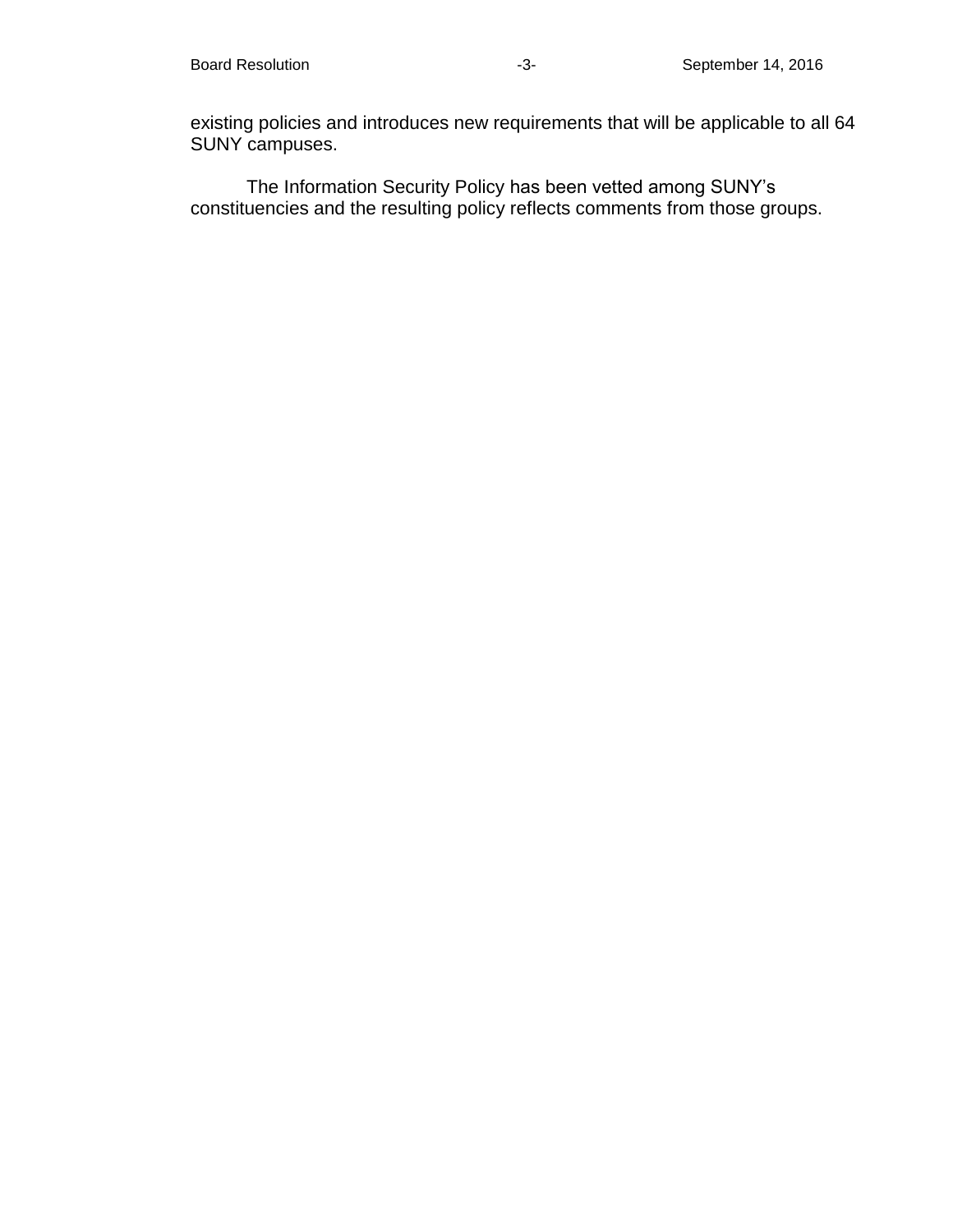existing policies and introduces new requirements that will be applicable to all 64 SUNY campuses.

The Information Security Policy has been vetted among SUNY's constituencies and the resulting policy reflects comments from those groups.